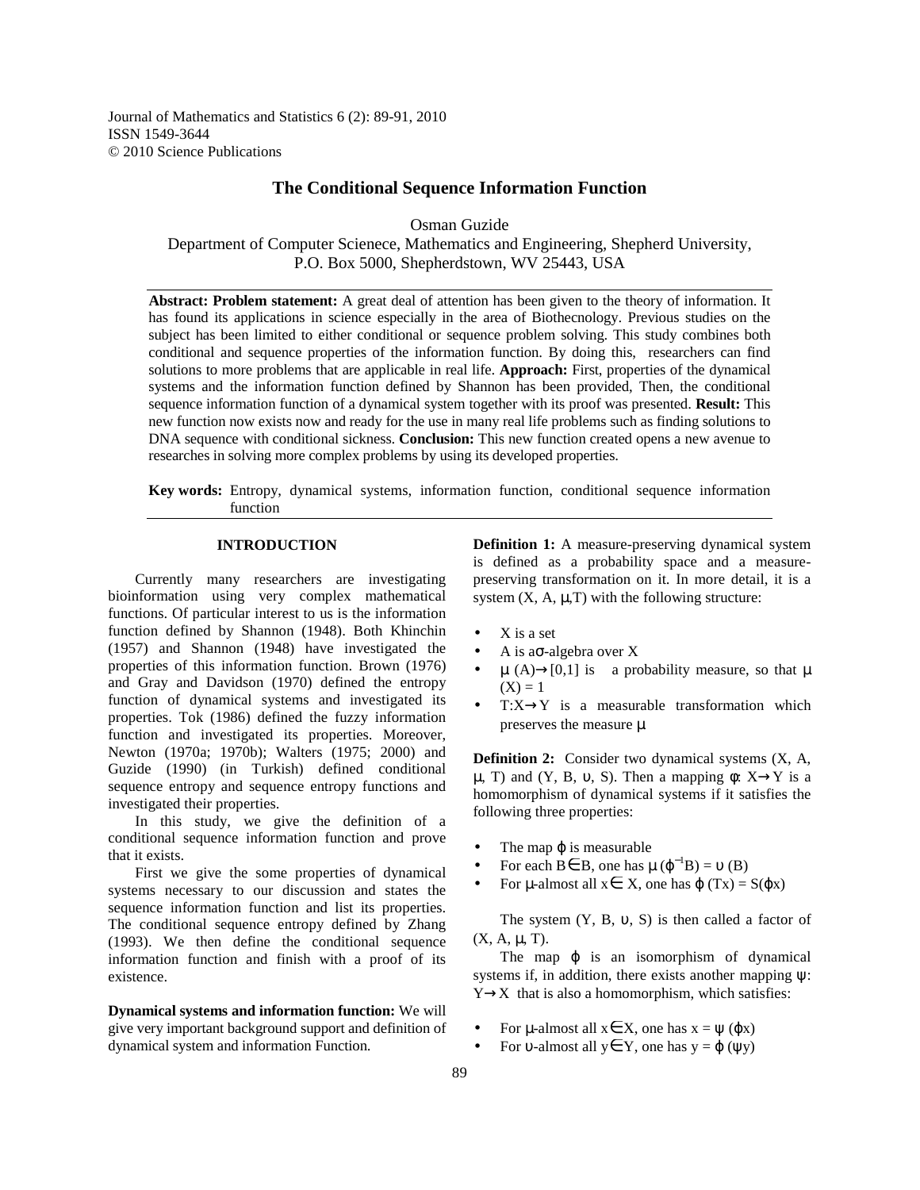Journal of Mathematics and Statistics 6 (2): 89-91, 2010
ISSN 1549-3644
© 2010 Science Publications

# The Conditional Sequence Information Function

Osman Guzide
Department of Computer Scienece, Mathematics and Engineering, Shepherd University,
P.O. Box 5000, Shepherdstown, WV 25443, USA

**Abstract: Problem statement:** A great deal of attention has been given to the theory of information. It has found its applications in science especially in the area of Biothecnology. Previous studies on the subject has been limited to either conditional or sequence problem solving. This study combines both conditional and sequence properties of the information function. By doing this, researchers can find solutions to more problems that are applicable in real life. **Approach:** First, properties of the dynamical systems and the information function defined by Shannon has been provided, Then, the conditional sequence information function of a dynamical system together with its proof was presented. **Result:** This new function now exists now and ready for the use in many real life problems such as finding solutions to DNA sequence with conditional sickness. **Conclusion:** This new function created opens a new avenue to researches in solving more complex problems by using its developed properties.

**Key words:** Entropy, dynamical systems, information function, conditional sequence information function

## INTRODUCTION

Currently many researchers are investigating bioinformation using very complex mathematical functions. Of particular interest to us is the information function defined by Shannon (1948). Both Khinchin (1957) and Shannon (1948) have investigated the properties of this information function. Brown (1976) and Gray and Davidson (1970) defined the entropy function of dynamical systems and investigated its properties. Tok (1986) defined the fuzzy information function and investigated its properties. Moreover, Newton (1970a; 1970b); Walters (1975; 2000) and Guzide (1990) (in Turkish) defined conditional sequence entropy and sequence entropy functions and investigated their properties.

In this study, we give the definition of a conditional sequence information function and prove that it exists.

First we give the some properties of dynamical systems necessary to our discussion and states the sequence information function and list its properties. The conditional sequence entropy defined by Zhang (1993). We then define the conditional sequence information function and finish with a proof of its existence.

**Dynamical systems and information function:** We will give very important background support and definition of dynamical system and information Function.

**Definition 1:** A measure-preserving dynamical system is defined as a probability space and a measure-preserving transformation on it. In more detail, it is a system $(X, A, \mu, T)$ with the following structure:

- $X$ is a set
- $A$ is a $\sigma$-algebra over $X$
- $\mu(A) \rightarrow [0,1]$ is a probability measure, so that $\mu(X) = 1$
- $T: X \rightarrow Y$ is a measurable transformation which preserves the measure $\mu$

**Definition 2:** Consider two dynamical systems $(X, A, \mu, T)$ and $(Y, B, \upsilon, S)$. Then a mapping $\phi: X \rightarrow Y$ is a homomorphism of dynamical systems if it satisfies the following three properties:

- The map $\varphi$ is measurable
- For each $B \in B$, one has $\mu(\varphi^{-1}B) = \upsilon(B)$
- For $\mu$-almost all $x \in X$, one has $\varphi(Tx) = S(\varphi x)$

The system $(Y, B, \upsilon, S)$ is then called a factor of $(X, A, \mu, T)$.

The map $\varphi$ is an isomorphism of dynamical systems if, in addition, there exists another mapping $\psi: Y \rightarrow X$ that is also a homomorphism, which satisfies:

- For $\mu$-almost all $x \in X$, one has $x = \psi(\varphi x)$
- For $\upsilon$-almost all $y \in Y$, one has $y = \varphi(\psi y)$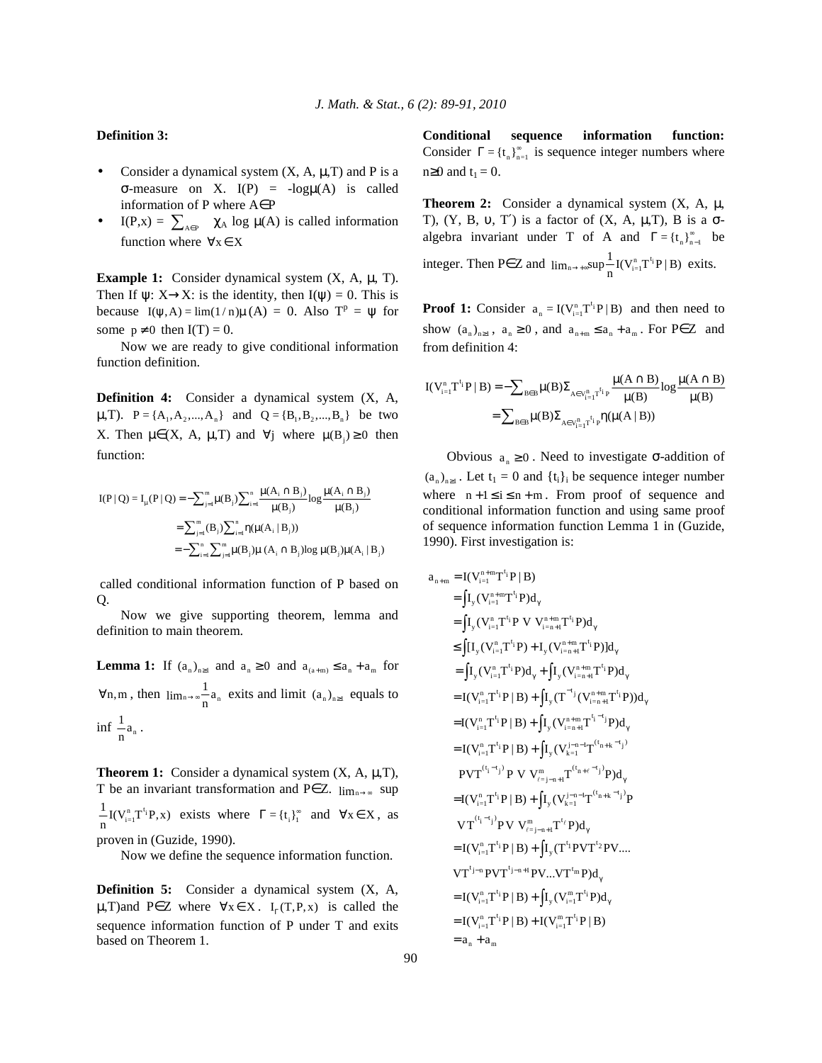**Definition 3:**

- Consider a dynamical system (X, A, μ,T) and P is a σ-measure on X. I(P) = -logμ(A) is called information of P where A∈P
- $I(P,x) = \sum_{A\in P} \chi_A \log \mu(A)$ is called information function where $\forall x \in X$

**Example 1:** Consider dynamical system (X, A, μ, T). Then If ψ: X→X: is the identity, then I(ψ) = 0. This is because $I(\psi, A) = \lim(1/n)\mu(A) = 0$. Also $T^p = \psi$ for some $p \neq 0$ then I(T) = 0.

Now we are ready to give conditional information function definition.

**Definition 4:** Consider a dynamical system (X, A, μ,T). $P = \{A_1, A_2, ..., A_n\}$ and $Q = \{B_1, B_2, ..., B_n\}$ be two X. Then μ∈(X, A, μ,T) and ∀j where $\mu(B_j) \geq 0$ then function:

$$
\begin{aligned}
I(P \mid Q) = I_\mu(P \mid Q) &= -\sum_{j=1}^{m} \mu(B_j) \sum_{i=1}^{n} \frac{\mu(A_i \cap B_j)}{\mu(B_j)} \log \frac{\mu(A_i \cap B_j)}{\mu(B_j)} \\
&= \sum_{j=1}^{m} (B_j) \sum_{i=1}^{n} \eta(\mu(A_i \mid B_j)) \\
&= -\sum_{i=1}^{n} \sum_{j=1}^{m} \mu(B_j) \mu(A_i \cap B_j) \log \mu(B_j) \mu(A_i \mid B_j)
\end{aligned}
$$

called conditional information function of P based on Q.

Now we give supporting theorem, lemma and definition to main theorem.

**Lemma 1:** If $(a_n)_{n\geq 1}$ and $a_n \geq 0$ and $a_{(a+m)} \leq a_n + a_m$ for $\forall n, m$, then $\lim_{n\to\infty} \frac{1}{n} a_n$ exits and limit $(a_n)_{n\geq 1}$ equals to $\inf \frac{1}{n} a_n$.

**Theorem 1:** Consider a dynamical system (X, A, μ,T), T be an invariant transformation and P∈Z. $\lim_{n\to\infty} \sup \frac{1}{n} I(V_{i=1}^{n} T^{t_i} P, x)$ exists where $\Gamma = \{t_i\}_1^\infty$ and $\forall x \in X$, as proven in (Guzide, 1990).

Now we define the sequence information function.

**Definition 5:** Consider a dynamical system (X, A, μ,T)and P∈Z where $\forall x \in X$. $I_\Gamma(T, P, x)$ is called the sequence information function of P under T and exits based on Theorem 1.

**Conditional sequence information function:** Consider $\Gamma = \{t_n\}_{n=1}^\infty$ is sequence integer numbers where n≥0 and $t_1 = 0$.

**Theorem 2:** Consider a dynamical system (X, A, μ, T), (Y, B, υ, T′) is a factor of (X, A, μ,T), B is a σ-algebra invariant under T of A and $\Gamma = \{t_n\}_{n=1}^\infty$ be integer. Then P∈Z and $\lim_{n\to+\infty} \sup \frac{1}{n} I(V_{i=1}^{n} T^{t_i} P \mid B)$ exits.

**Proof 1:** Consider $a_n = I(V_{i=1}^{n} T^{t_i} P \mid B)$ and then need to show $(a_n)_{n\geq 1}$, $a_n \geq 0$, and $a_{n+m} \leq a_n + a_m$. For P∈Z and from definition 4:

$$
\begin{aligned}
I(V_{i=1}^{n} T^{t_i} P \mid B) &= -\sum_{B\in B} \mu(B) \Sigma_{A\in V_{i=1}^{n} T^{t_i} P} \frac{\mu(A \cap B)}{\mu(B)} \log \frac{\mu(A \cap B)}{\mu(B)} \\
&= \sum_{B\in B} \mu(B) \Sigma_{A\in V_{i=1}^{n} T^{t_i} P} \eta(\mu(A \mid B))
\end{aligned}
$$

Obvious $a_n \geq 0$. Need to investigate σ-addition of $(a_n)_{n\geq 1}$. Let $t_1 = 0$ and $\{t_i\}_i$ be sequence integer number where $n+1 \leq i \leq n+m$. From proof of sequence and conditional information function and using same proof of sequence information function Lemma 1 in (Guzide, 1990). First investigation is:

$$
\begin{aligned}
a_{n+m} &= I(V_{i=1}^{n+m} T^{t_i} P \mid B) \\
&= \int I_y(V_{i=1}^{n+m} T^{t_i} P) d_\gamma \\
&= \int I_y(V_{i=1}^{n} T^{t_i} P \ V \ V_{i=n+1}^{n+m} T^{t_i} P) d_\gamma \\
&\leq \int [I_y(V_{i=1}^{n} T^{t_i} P) + I_y(V_{i=n+1}^{n+m} T^{t_i} P)] d_\gamma \\
&= \int I_y(V_{i=1}^{n} T^{t_i} P) d_\gamma + \int I_y(V_{i=n+1}^{n+m} T^{t_i} P) d_\gamma \\
&= I(V_{i=1}^{n} T^{t_i} P \mid B) + \int I_y(T^{-t_j}(V_{i=n+1}^{n+m} T^{t_i} P)) d_\gamma \\
&= I(V_{i=1}^{n} T^{t_i} P \mid B) + \int I_y(V_{i=n+1}^{n+m} T^{t_i - t_j} P) d_\gamma \\
&= I(V_{i=1}^{n} T^{t_i} P \mid B) + \int I_y(V_{k=1}^{j-n-1} T^{(t_{n+k} - t_j)} \\
&\quad P V T^{(t_i - t_j)} P \ V \ V_{\ell=j-n+1}^{m} T^{(t_{n+\ell} - t_j)} P) d_\gamma \\
&= I(V_{i=1}^{n} T^{t_i} P \mid B) + \int I_y(V_{k=1}^{j-n-1} T^{(t_{n+k} - t_j)} P \\
&\quad V T^{(t_i - t_j)} P V \ V_{\ell=j-n+1}^{m} T^{t_\ell} P) d_\gamma \\
&= I(V_{i=1}^{n} T^{t_i} P \mid B) + \int I_y(T^{t_1} P V T^{t_2} P V .... \\
&\quad V T^{t_{j-n}} P V T^{t_{j-n+1}} P V ... V T^{t_m} P) d_\gamma \\
&= I(V_{i=1}^{n} T^{t_i} P \mid B) + \int I_y(V_{i=1}^{m} T^{t_i} P) d_\gamma \\
&= I(V_{i=1}^{n} T^{t_i} P \mid B) + I(V_{i=1}^{m} T^{t_i} P \mid B) \\
&= a_n + a_m
\end{aligned}
$$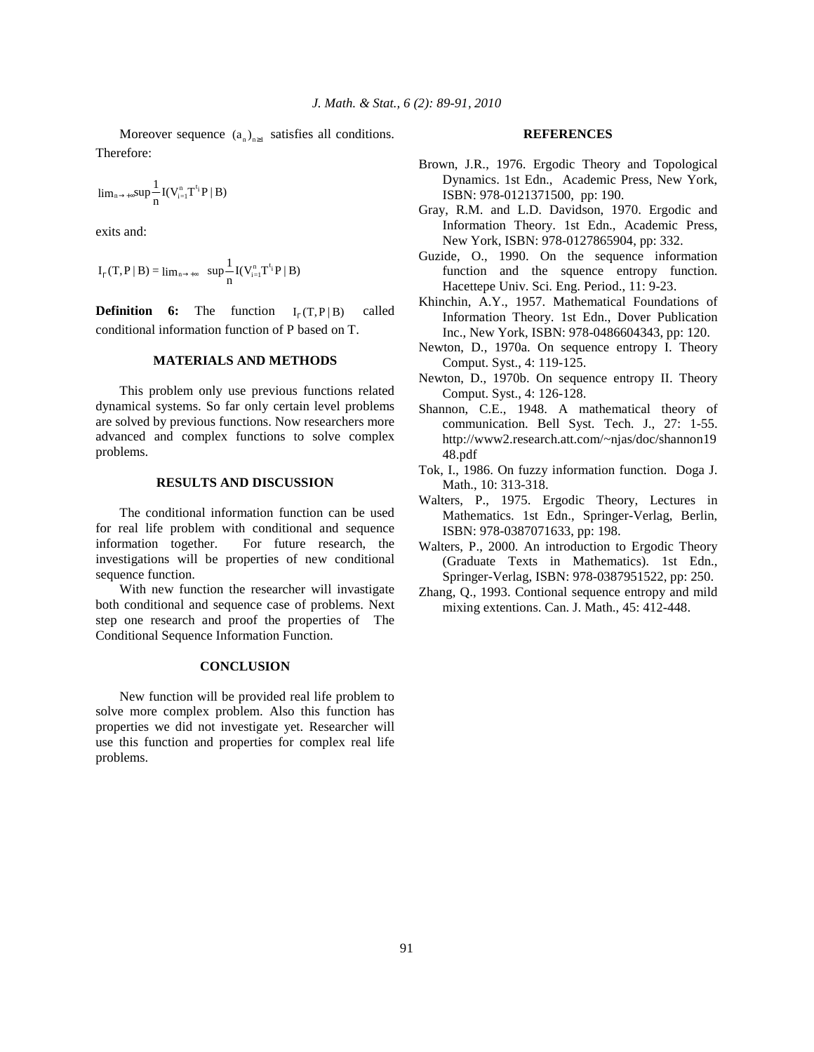Moreover sequence $(a_n)_{n\geq 1}$ satisfies all conditions. Therefore:

$$\lim_{n\to+\infty}\sup\frac{1}{n}I(V_{i=1}^{n}T^{t_i}P\mid B)$$

exits and:

$$I_\Gamma(T,P\mid B)=\lim_{n\to+\infty}\ \sup\frac{1}{n}I(V_{i=1}^{n}T^{t_i}P\mid B)$$

**Definition 6:** The function $I_\Gamma(T,P\mid B)$ called conditional information function of P based on T.

## MATERIALS AND METHODS

This problem only use previous functions related dynamical systems. So far only certain level problems are solved by previous functions. Now researchers more advanced and complex functions to solve complex problems.

## RESULTS AND DISCUSSION

The conditional information function can be used for real life problem with conditional and sequence information together. For future research, the investigations will be properties of new conditional sequence function.

With new function the researcher will invastigate both conditional and sequence case of problems. Next step one research and proof the properties of The Conditional Sequence Information Function.

## CONCLUSION

New function will be provided real life problem to solve more complex problem. Also this function has properties we did not investigate yet. Researcher will use this function and properties for complex real life problems.

## REFERENCES

Brown, J.R., 1976. Ergodic Theory and Topological Dynamics. 1st Edn., Academic Press, New York, ISBN: 978-0121371500, pp: 190.

Gray, R.M. and L.D. Davidson, 1970. Ergodic and Information Theory. 1st Edn., Academic Press, New York, ISBN: 978-0127865904, pp: 332.

Guzide, O., 1990. On the sequence information function and the squence entropy function. Hacettepe Univ. Sci. Eng. Period., 11: 9-23.

Khinchin, A.Y., 1957. Mathematical Foundations of Information Theory. 1st Edn., Dover Publication Inc., New York, ISBN: 978-0486604343, pp: 120.

Newton, D., 1970a. On sequence entropy I. Theory Comput. Syst., 4: 119-125.

Newton, D., 1970b. On sequence entropy II. Theory Comput. Syst., 4: 126-128.

Shannon, C.E., 1948. A mathematical theory of communication. Bell Syst. Tech. J., 27: 1-55. http://www2.research.att.com/~njas/doc/shannon1948.pdf

Tok, I., 1986. On fuzzy information function. Doga J. Math., 10: 313-318.

Walters, P., 1975. Ergodic Theory, Lectures in Mathematics. 1st Edn., Springer-Verlag, Berlin, ISBN: 978-0387071633, pp: 198.

Walters, P., 2000. An introduction to Ergodic Theory (Graduate Texts in Mathematics). 1st Edn., Springer-Verlag, ISBN: 978-0387951522, pp: 250.

Zhang, Q., 1993. Contional sequence entropy and mild mixing extentions. Can. J. Math., 45: 412-448.